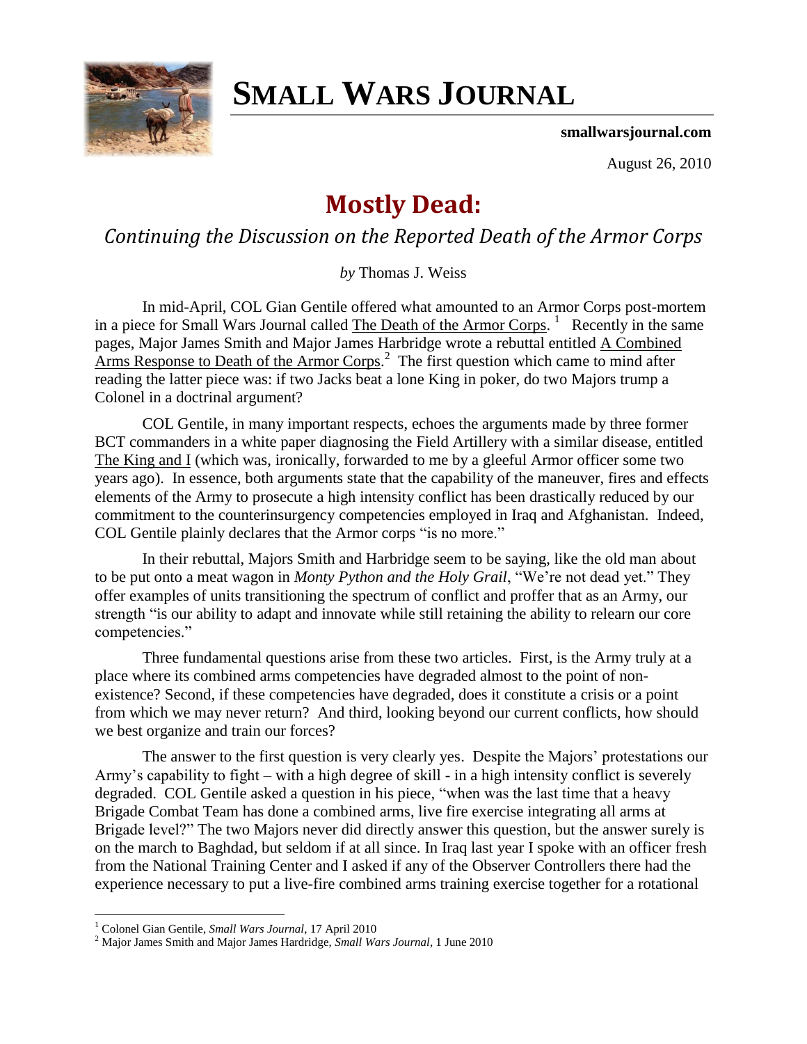# SMALL WARS JOURNAL

**smallwarsjournal.com**

August 26, 2010

## Mostly Dead:

### *Continuing the Discussion on the Reported Death of the Armor Corps*

*by* Thomas J. Weiss

In mid-April, COL Gian Gentile offered what amounted to an Armor Corps post-mortem in a piece for Small Wars Journal called The Death of the Armor Corps.[1] Recently in the same pages, Major James Smith and Major James Harbridge wrote a rebuttal entitled A Combined Arms Response to Death of the Armor Corps.[2] The first question which came to mind after reading the latter piece was: if two Jacks beat a lone King in poker, do two Majors trump a Colonel in a doctrinal argument?

COL Gentile, in many important respects, echoes the arguments made by three former BCT commanders in a white paper diagnosing the Field Artillery with a similar disease, entitled The King and I (which was, ironically, forwarded to me by a gleeful Armor officer some two years ago). In essence, both arguments state that the capability of the maneuver, fires and effects elements of the Army to prosecute a high intensity conflict has been drastically reduced by our commitment to the counterinsurgency competencies employed in Iraq and Afghanistan. Indeed, COL Gentile plainly declares that the Armor corps "is no more."

In their rebuttal, Majors Smith and Harbridge seem to be saying, like the old man about to be put onto a meat wagon in *Monty Python and the Holy Grail*, "We're not dead yet." They offer examples of units transitioning the spectrum of conflict and proffer that as an Army, our strength "is our ability to adapt and innovate while still retaining the ability to relearn our core competencies."

Three fundamental questions arise from these two articles. First, is the Army truly at a place where its combined arms competencies have degraded almost to the point of non-existence? Second, if these competencies have degraded, does it constitute a crisis or a point from which we may never return? And third, looking beyond our current conflicts, how should we best organize and train our forces?

The answer to the first question is very clearly yes. Despite the Majors' protestations our Army's capability to fight – with a high degree of skill - in a high intensity conflict is severely degraded. COL Gentile asked a question in his piece, "when was the last time that a heavy Brigade Combat Team has done a combined arms, live fire exercise integrating all arms at Brigade level?" The two Majors never did directly answer this question, but the answer surely is on the march to Baghdad, but seldom if at all since. In Iraq last year I spoke with an officer fresh from the National Training Center and I asked if any of the Observer Controllers there had the experience necessary to put a live-fire combined arms training exercise together for a rotational

---

[1] Colonel Gian Gentile, *Small Wars Journal*, 17 April 2010

[2] Major James Smith and Major James Hardridge, *Small Wars Journal*, 1 June 2010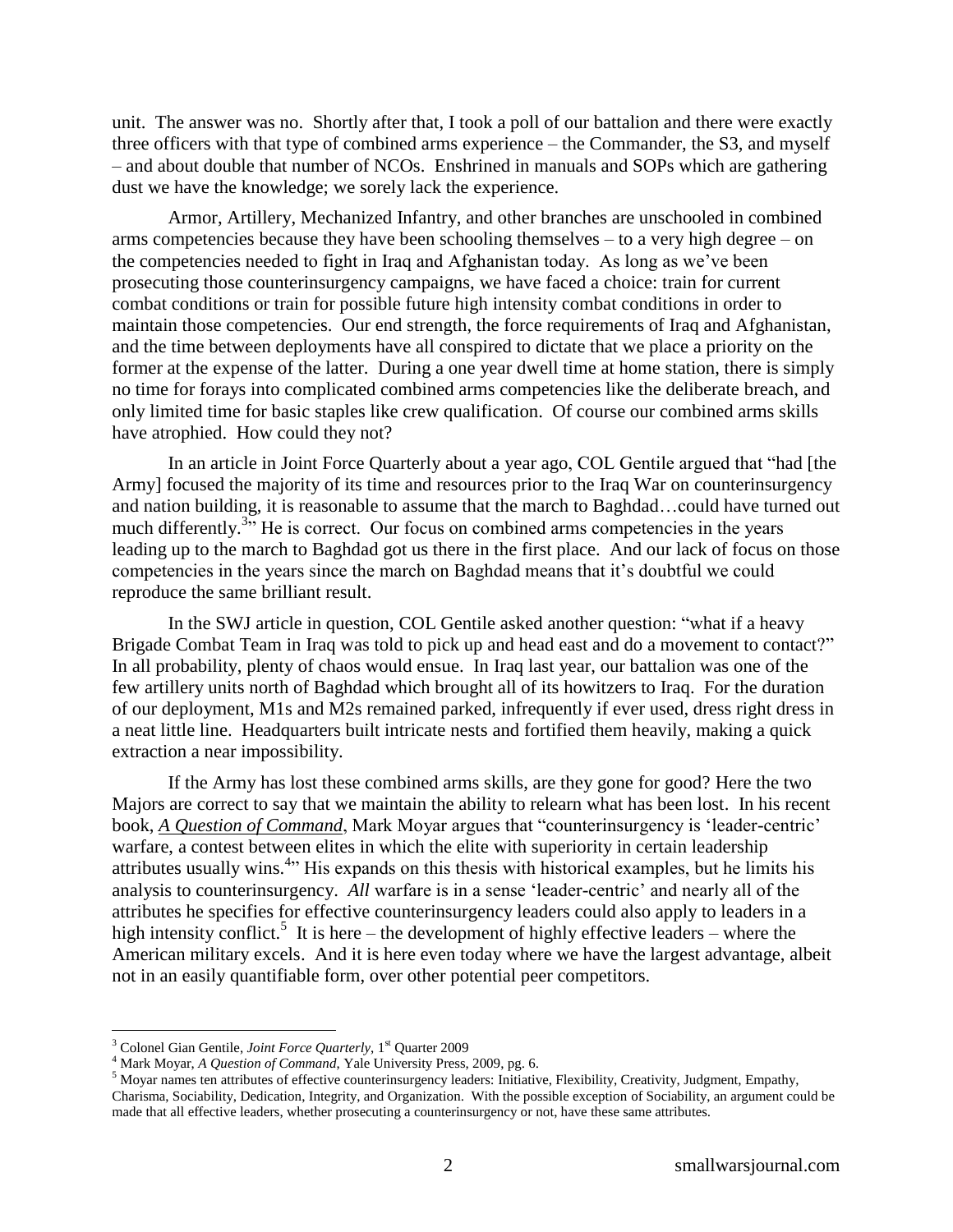unit. The answer was no. Shortly after that, I took a poll of our battalion and there were exactly three officers with that type of combined arms experience – the Commander, the S3, and myself – and about double that number of NCOs. Enshrined in manuals and SOPs which are gathering dust we have the knowledge; we sorely lack the experience.

Armor, Artillery, Mechanized Infantry, and other branches are unschooled in combined arms competencies because they have been schooling themselves – to a very high degree – on the competencies needed to fight in Iraq and Afghanistan today. As long as we've been prosecuting those counterinsurgency campaigns, we have faced a choice: train for current combat conditions or train for possible future high intensity combat conditions in order to maintain those competencies. Our end strength, the force requirements of Iraq and Afghanistan, and the time between deployments have all conspired to dictate that we place a priority on the former at the expense of the latter. During a one year dwell time at home station, there is simply no time for forays into complicated combined arms competencies like the deliberate breach, and only limited time for basic staples like crew qualification. Of course our combined arms skills have atrophied. How could they not?

In an article in Joint Force Quarterly about a year ago, COL Gentile argued that "had [the Army] focused the majority of its time and resources prior to the Iraq War on counterinsurgency and nation building, it is reasonable to assume that the march to Baghdad…could have turned out much differently.[3]" He is correct. Our focus on combined arms competencies in the years leading up to the march to Baghdad got us there in the first place. And our lack of focus on those competencies in the years since the march on Baghdad means that it's doubtful we could reproduce the same brilliant result.

In the SWJ article in question, COL Gentile asked another question: "what if a heavy Brigade Combat Team in Iraq was told to pick up and head east and do a movement to contact?" In all probability, plenty of chaos would ensue. In Iraq last year, our battalion was one of the few artillery units north of Baghdad which brought all of its howitzers to Iraq. For the duration of our deployment, M1s and M2s remained parked, infrequently if ever used, dress right dress in a neat little line. Headquarters built intricate nests and fortified them heavily, making a quick extraction a near impossibility.

If the Army has lost these combined arms skills, are they gone for good? Here the two Majors are correct to say that we maintain the ability to relearn what has been lost. In his recent book, ***A Question of Command***, Mark Moyar argues that "counterinsurgency is 'leader-centric' warfare, a contest between elites in which the elite with superiority in certain leadership attributes usually wins.[4]" His expands on this thesis with historical examples, but he limits his analysis to counterinsurgency. *All* warfare is in a sense 'leader-centric' and nearly all of the attributes he specifies for effective counterinsurgency leaders could also apply to leaders in a high intensity conflict.[5] It is here – the development of highly effective leaders – where the American military excels. And it is here even today where we have the largest advantage, albeit not in an easily quantifiable form, over other potential peer competitors.

---

[3] Colonel Gian Gentile, *Joint Force Quarterly*, 1st Quarter 2009

[4] Mark Moyar, *A Question of Command*, Yale University Press, 2009, pg. 6.

[5] Moyar names ten attributes of effective counterinsurgency leaders: Initiative, Flexibility, Creativity, Judgment, Empathy, Charisma, Sociability, Dedication, Integrity, and Organization. With the possible exception of Sociability, an argument could be made that all effective leaders, whether prosecuting a counterinsurgency or not, have these same attributes.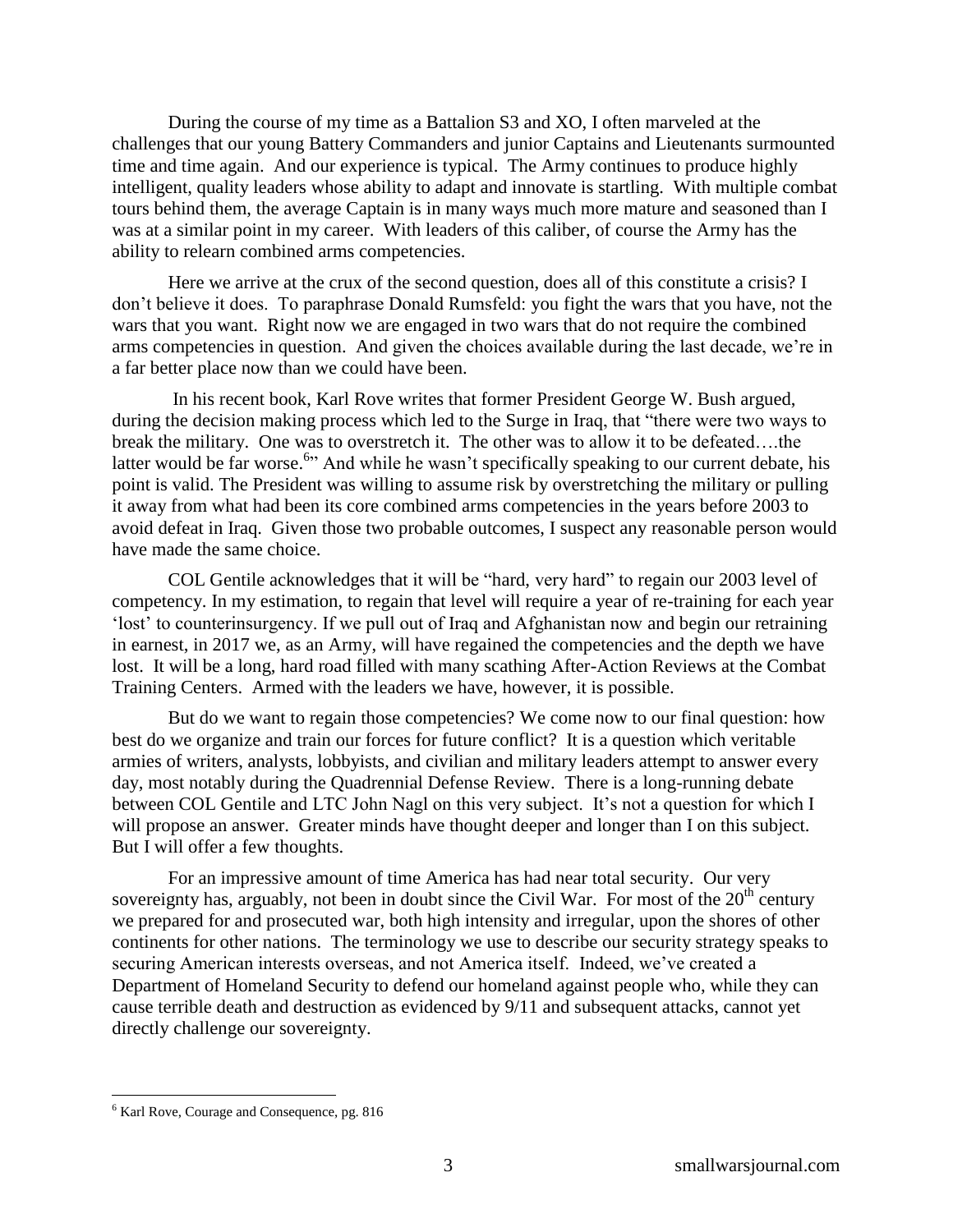During the course of my time as a Battalion S3 and XO, I often marveled at the challenges that our young Battery Commanders and junior Captains and Lieutenants surmounted time and time again. And our experience is typical. The Army continues to produce highly intelligent, quality leaders whose ability to adapt and innovate is startling. With multiple combat tours behind them, the average Captain is in many ways much more mature and seasoned than I was at a similar point in my career. With leaders of this caliber, of course the Army has the ability to relearn combined arms competencies.

Here we arrive at the crux of the second question, does all of this constitute a crisis? I don't believe it does. To paraphrase Donald Rumsfeld: you fight the wars that you have, not the wars that you want. Right now we are engaged in two wars that do not require the combined arms competencies in question. And given the choices available during the last decade, we're in a far better place now than we could have been.

In his recent book, Karl Rove writes that former President George W. Bush argued, during the decision making process which led to the Surge in Iraq, that "there were two ways to break the military. One was to overstretch it. The other was to allow it to be defeated….the latter would be far worse.[6]" And while he wasn't specifically speaking to our current debate, his point is valid. The President was willing to assume risk by overstretching the military or pulling it away from what had been its core combined arms competencies in the years before 2003 to avoid defeat in Iraq. Given those two probable outcomes, I suspect any reasonable person would have made the same choice.

COL Gentile acknowledges that it will be "hard, very hard" to regain our 2003 level of competency. In my estimation, to regain that level will require a year of re-training for each year 'lost' to counterinsurgency. If we pull out of Iraq and Afghanistan now and begin our retraining in earnest, in 2017 we, as an Army, will have regained the competencies and the depth we have lost. It will be a long, hard road filled with many scathing After-Action Reviews at the Combat Training Centers. Armed with the leaders we have, however, it is possible.

But do we want to regain those competencies? We come now to our final question: how best do we organize and train our forces for future conflict? It is a question which veritable armies of writers, analysts, lobbyists, and civilian and military leaders attempt to answer every day, most notably during the Quadrennial Defense Review. There is a long-running debate between COL Gentile and LTC John Nagl on this very subject. It's not a question for which I will propose an answer. Greater minds have thought deeper and longer than I on this subject. But I will offer a few thoughts.

For an impressive amount of time America has had near total security. Our very sovereignty has, arguably, not been in doubt since the Civil War. For most of the 20th century we prepared for and prosecuted war, both high intensity and irregular, upon the shores of other continents for other nations. The terminology we use to describe our security strategy speaks to securing American interests overseas, and not America itself. Indeed, we've created a Department of Homeland Security to defend our homeland against people who, while they can cause terrible death and destruction as evidenced by 9/11 and subsequent attacks, cannot yet directly challenge our sovereignty.

---

[6] Karl Rove, Courage and Consequence, pg. 816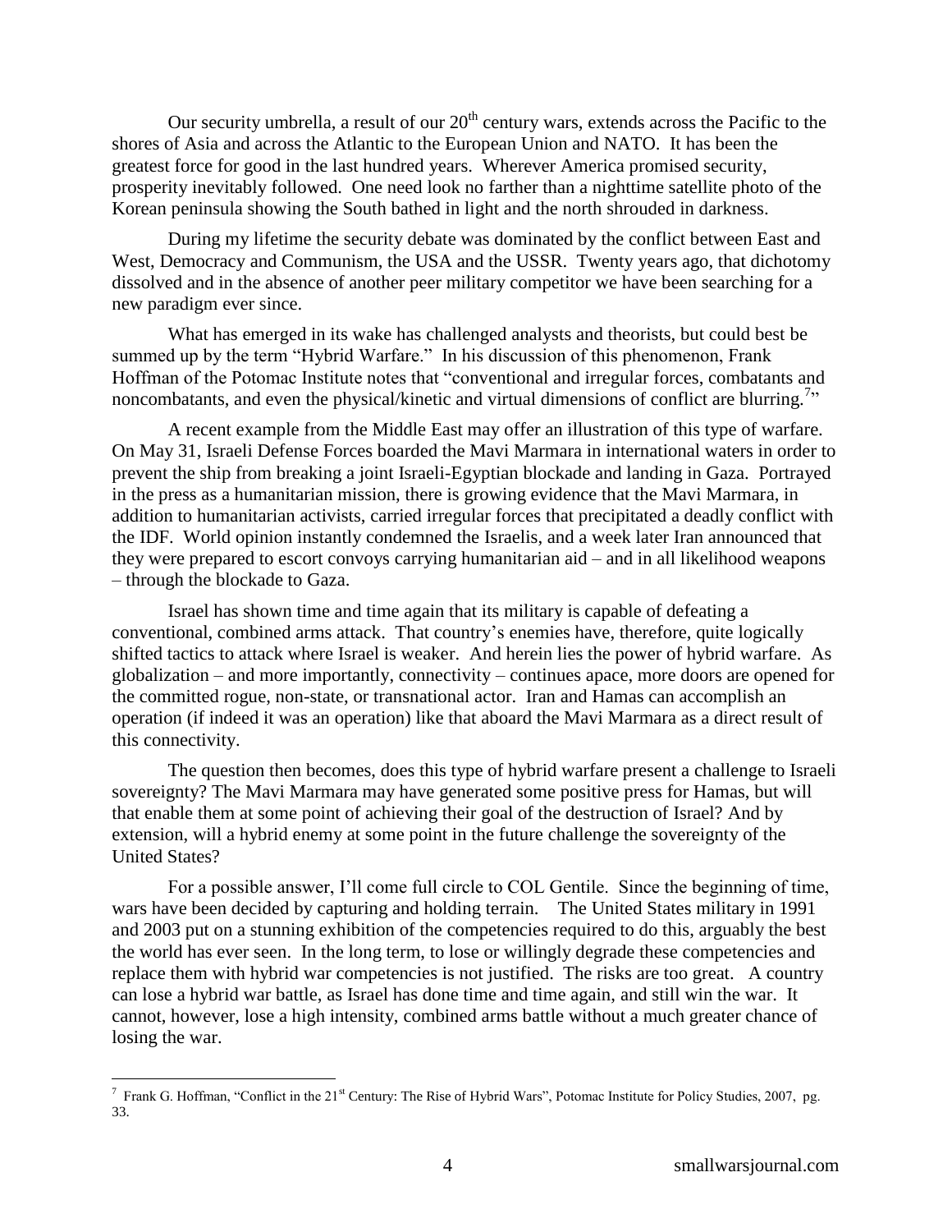Our security umbrella, a result of our 20th century wars, extends across the Pacific to the shores of Asia and across the Atlantic to the European Union and NATO. It has been the greatest force for good in the last hundred years. Wherever America promised security, prosperity inevitably followed. One need look no farther than a nighttime satellite photo of the Korean peninsula showing the South bathed in light and the north shrouded in darkness.

During my lifetime the security debate was dominated by the conflict between East and West, Democracy and Communism, the USA and the USSR. Twenty years ago, that dichotomy dissolved and in the absence of another peer military competitor we have been searching for a new paradigm ever since.

What has emerged in its wake has challenged analysts and theorists, but could best be summed up by the term "Hybrid Warfare." In his discussion of this phenomenon, Frank Hoffman of the Potomac Institute notes that "conventional and irregular forces, combatants and noncombatants, and even the physical/kinetic and virtual dimensions of conflict are blurring.[7]"

A recent example from the Middle East may offer an illustration of this type of warfare. On May 31, Israeli Defense Forces boarded the Mavi Marmara in international waters in order to prevent the ship from breaking a joint Israeli-Egyptian blockade and landing in Gaza. Portrayed in the press as a humanitarian mission, there is growing evidence that the Mavi Marmara, in addition to humanitarian activists, carried irregular forces that precipitated a deadly conflict with the IDF. World opinion instantly condemned the Israelis, and a week later Iran announced that they were prepared to escort convoys carrying humanitarian aid – and in all likelihood weapons – through the blockade to Gaza.

Israel has shown time and time again that its military is capable of defeating a conventional, combined arms attack. That country's enemies have, therefore, quite logically shifted tactics to attack where Israel is weaker. And herein lies the power of hybrid warfare. As globalization – and more importantly, connectivity – continues apace, more doors are opened for the committed rogue, non-state, or transnational actor. Iran and Hamas can accomplish an operation (if indeed it was an operation) like that aboard the Mavi Marmara as a direct result of this connectivity.

The question then becomes, does this type of hybrid warfare present a challenge to Israeli sovereignty? The Mavi Marmara may have generated some positive press for Hamas, but will that enable them at some point of achieving their goal of the destruction of Israel? And by extension, will a hybrid enemy at some point in the future challenge the sovereignty of the United States?

For a possible answer, I'll come full circle to COL Gentile. Since the beginning of time, wars have been decided by capturing and holding terrain. The United States military in 1991 and 2003 put on a stunning exhibition of the competencies required to do this, arguably the best the world has ever seen. In the long term, to lose or willingly degrade these competencies and replace them with hybrid war competencies is not justified. The risks are too great. A country can lose a hybrid war battle, as Israel has done time and time again, and still win the war. It cannot, however, lose a high intensity, combined arms battle without a much greater chance of losing the war.

---

[7] Frank G. Hoffman, "Conflict in the 21st Century: The Rise of Hybrid Wars", Potomac Institute for Policy Studies, 2007, pg. 33.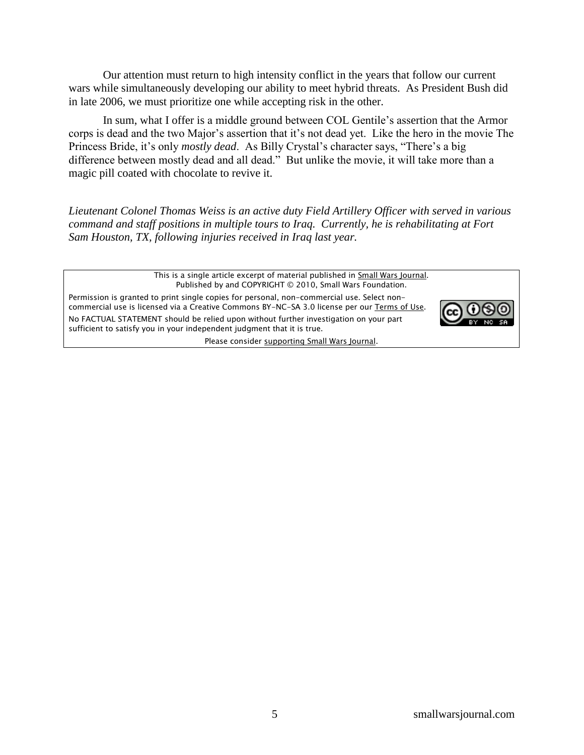Our attention must return to high intensity conflict in the years that follow our current wars while simultaneously developing our ability to meet hybrid threats. As President Bush did in late 2006, we must prioritize one while accepting risk in the other.

In sum, what I offer is a middle ground between COL Gentile's assertion that the Armor corps is dead and the two Major's assertion that it's not dead yet. Like the hero in the movie The Princess Bride, it's only *mostly dead*. As Billy Crystal's character says, "There's a big difference between mostly dead and all dead." But unlike the movie, it will take more than a magic pill coated with chocolate to revive it.

*Lieutenant Colonel Thomas Weiss is an active duty Field Artillery Officer with served in various command and staff positions in multiple tours to Iraq. Currently, he is rehabilitating at Fort Sam Houston, TX, following injuries received in Iraq last year.*

This is a single article excerpt of material published in Small Wars Journal.
Published by and COPYRIGHT © 2010, Small Wars Foundation.

Permission is granted to print single copies for personal, non-commercial use. Select non-commercial use is licensed via a Creative Commons BY-NC-SA 3.0 license per our Terms of Use.

No FACTUAL STATEMENT should be relied upon without further investigation on your part sufficient to satisfy you in your independent judgment that it is true.

Please consider supporting Small Wars Journal.